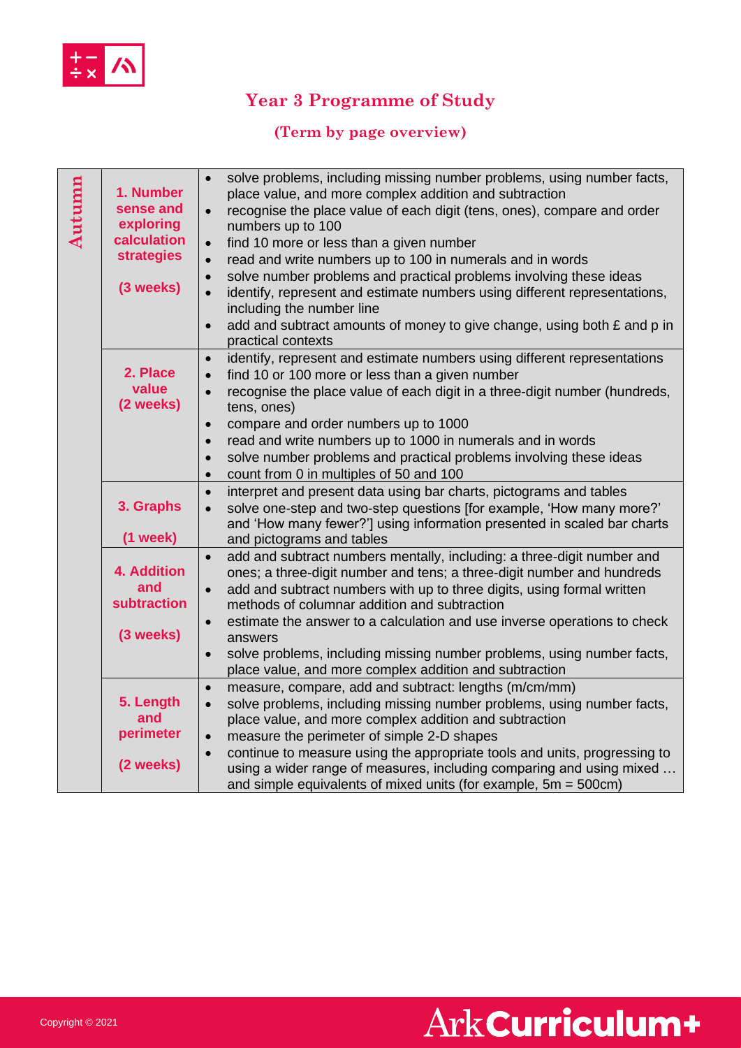# Year 3 Programme of Study

## (Term by page overview)

| Term | Unit | Objectives |
|---|---|---|
| Autumn | **1. Number sense and exploring calculation strategies** (3 weeks) | • solve problems, including missing number problems, using number facts, place value, and more complex addition and subtraction<br>• recognise the place value of each digit (tens, ones), compare and order numbers up to 100<br>• find 10 more or less than a given number<br>• read and write numbers up to 100 in numerals and in words<br>• solve number problems and practical problems involving these ideas<br>• identify, represent and estimate numbers using different representations, including the number line<br>• add and subtract amounts of money to give change, using both £ and p in practical contexts |
| | **2. Place value** (2 weeks) | • identify, represent and estimate numbers using different representations<br>• find 10 or 100 more or less than a given number<br>• recognise the place value of each digit in a three-digit number (hundreds, tens, ones)<br>• compare and order numbers up to 1000<br>• read and write numbers up to 1000 in numerals and in words<br>• solve number problems and practical problems involving these ideas<br>• count from 0 in multiples of 50 and 100 |
| | **3. Graphs** (1 week) | • interpret and present data using bar charts, pictograms and tables<br>• solve one-step and two-step questions [for example, 'How many more?' and 'How many fewer?'] using information presented in scaled bar charts and pictograms and tables |
| | **4. Addition and subtraction** (3 weeks) | • add and subtract numbers mentally, including: a three-digit number and ones; a three-digit number and tens; a three-digit number and hundreds<br>• add and subtract numbers with up to three digits, using formal written methods of columnar addition and subtraction<br>• estimate the answer to a calculation and use inverse operations to check answers<br>• solve problems, including missing number problems, using number facts, place value, and more complex addition and subtraction |
| | **5. Length and perimeter** (2 weeks) | • measure, compare, add and subtract: lengths (m/cm/mm)<br>• solve problems, including missing number problems, using number facts, place value, and more complex addition and subtraction<br>• measure the perimeter of simple 2-D shapes<br>• continue to measure using the appropriate tools and units, progressing to using a wider range of measures, including comparing and using mixed … and simple equivalents of mixed units (for example, 5m = 500cm) |

Copyright © 2021

Ark Curriculum+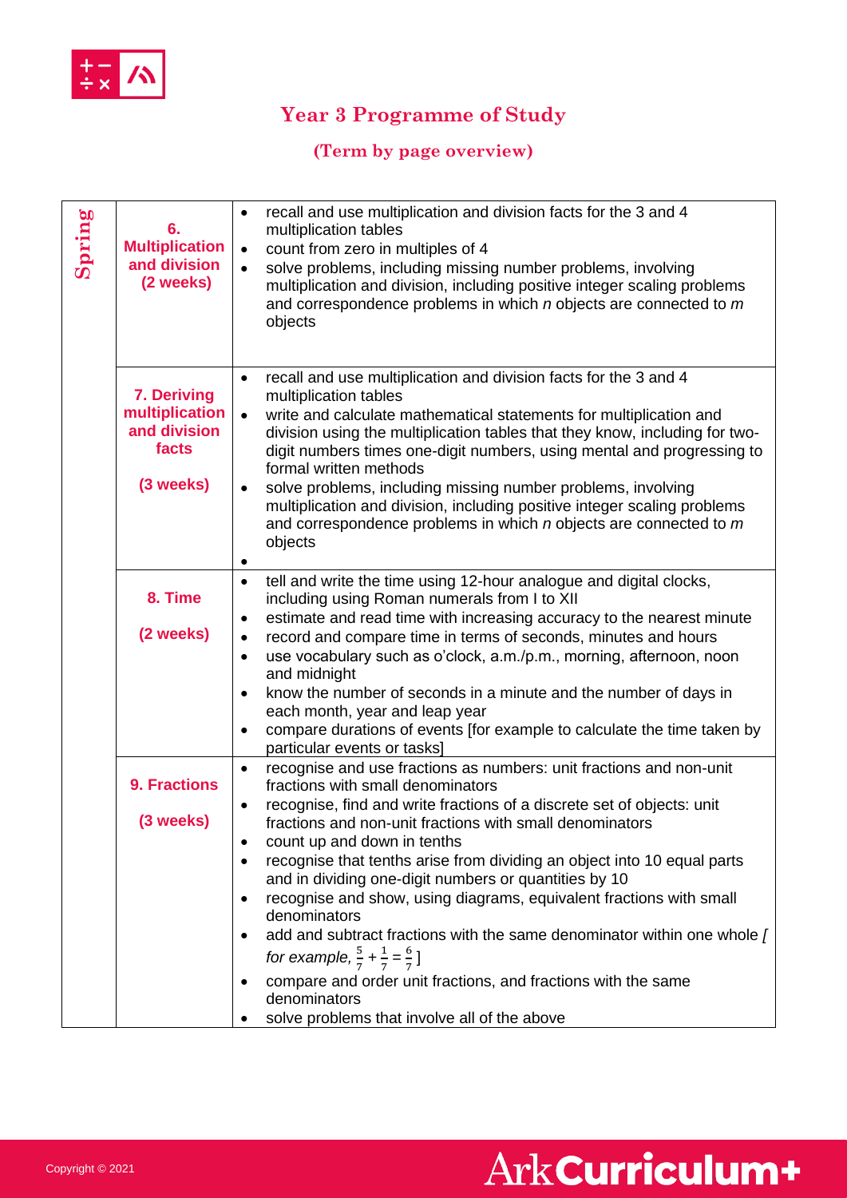## Year 3 Programme of Study

### (Term by page overview)

| Term | Unit | Objectives |
|---|---|---|
| Spring | **6. Multiplication and division (2 weeks)** | • recall and use multiplication and division facts for the 3 and 4 multiplication tables<br>• count from zero in multiples of 4<br>• solve problems, including missing number problems, involving multiplication and division, including positive integer scaling problems and correspondence problems in which *n* objects are connected to *m* objects |
| | **7. Deriving multiplication and division facts (3 weeks)** | • recall and use multiplication and division facts for the 3 and 4 multiplication tables<br>• write and calculate mathematical statements for multiplication and division using the multiplication tables that they know, including for two-digit numbers times one-digit numbers, using mental and progressing to formal written methods<br>• solve problems, including missing number problems, involving multiplication and division, including positive integer scaling problems and correspondence problems in which *n* objects are connected to *m* objects<br>• |
| | **8. Time (2 weeks)** | • tell and write the time using 12-hour analogue and digital clocks, including using Roman numerals from I to XII<br>• estimate and read time with increasing accuracy to the nearest minute<br>• record and compare time in terms of seconds, minutes and hours<br>• use vocabulary such as o'clock, a.m./p.m., morning, afternoon, noon and midnight<br>• know the number of seconds in a minute and the number of days in each month, year and leap year<br>• compare durations of events [for example to calculate the time taken by particular events or tasks] |
| | **9. Fractions (3 weeks)** | • recognise and use fractions as numbers: unit fractions and non-unit fractions with small denominators<br>• recognise, find and write fractions of a discrete set of objects: unit fractions and non-unit fractions with small denominators<br>• count up and down in tenths<br>• recognise that tenths arise from dividing an object into 10 equal parts and in dividing one-digit numbers or quantities by 10<br>• recognise and show, using diagrams, equivalent fractions with small denominators<br>• add and subtract fractions with the same denominator within one whole [*for example,* $\frac{5}{7} + \frac{1}{7} = \frac{6}{7}$]<br>• compare and order unit fractions, and fractions with the same denominators<br>• solve problems that involve all of the above |

Copyright © 2021

Ark Curriculum+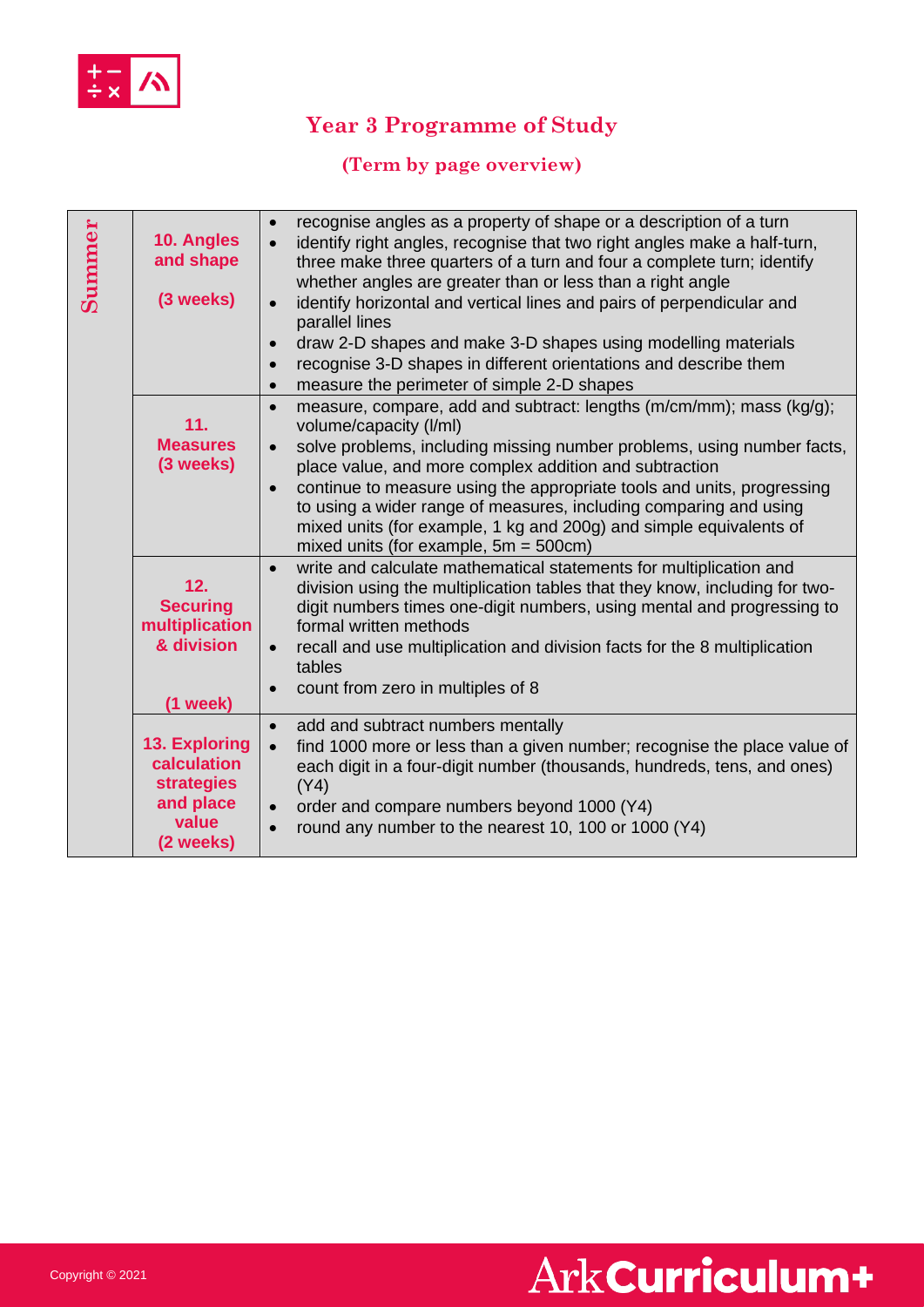# Year 3 Programme of Study

## (Term by page overview)

| | | |
|---|---|---|
| Summer | **10. Angles and shape** <br> **(3 weeks)** | • recognise angles as a property of shape or a description of a turn <br> • identify right angles, recognise that two right angles make a half-turn, three make three quarters of a turn and four a complete turn; identify whether angles are greater than or less than a right angle <br> • identify horizontal and vertical lines and pairs of perpendicular and parallel lines <br> • draw 2-D shapes and make 3-D shapes using modelling materials <br> • recognise 3-D shapes in different orientations and describe them <br> • measure the perimeter of simple 2-D shapes |
| | **11. Measures** <br> **(3 weeks)** | • measure, compare, add and subtract: lengths (m/cm/mm); mass (kg/g); volume/capacity (l/ml) <br> • solve problems, including missing number problems, using number facts, place value, and more complex addition and subtraction <br> • continue to measure using the appropriate tools and units, progressing to using a wider range of measures, including comparing and using mixed units (for example, 1 kg and 200g) and simple equivalents of mixed units (for example, 5m = 500cm) |
| | **12. Securing multiplication & division** <br> **(1 week)** | • write and calculate mathematical statements for multiplication and division using the multiplication tables that they know, including for two-digit numbers times one-digit numbers, using mental and progressing to formal written methods <br> • recall and use multiplication and division facts for the 8 multiplication tables <br> • count from zero in multiples of 8 |
| | **13. Exploring calculation strategies and place value** <br> **(2 weeks)** | • add and subtract numbers mentally <br> • find 1000 more or less than a given number; recognise the place value of each digit in a four-digit number (thousands, hundreds, tens, and ones) (Y4) <br> • order and compare numbers beyond 1000 (Y4) <br> • round any number to the nearest 10, 100 or 1000 (Y4) |

Copyright © 2021

Ark Curriculum+